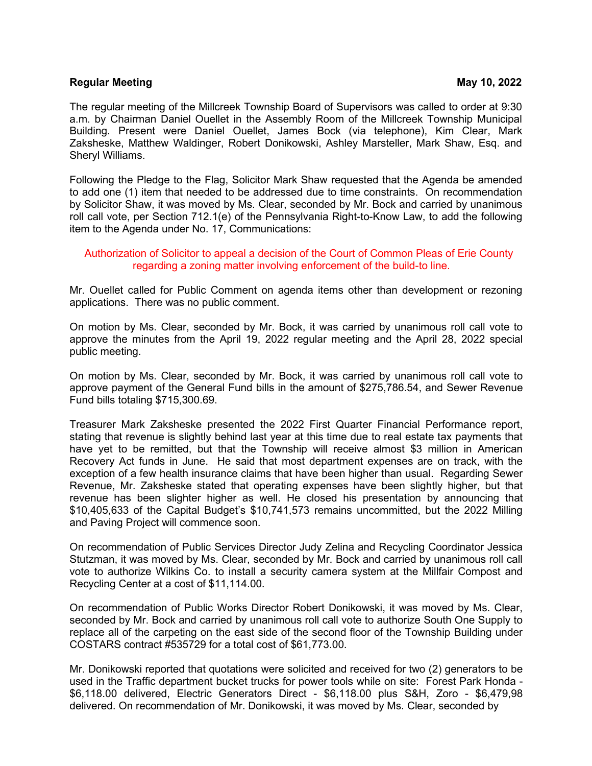**Regular Meeting** **May 10, 2022**

The regular meeting of the Millcreek Township Board of Supervisors was called to order at 9:30 a.m. by Chairman Daniel Ouellet in the Assembly Room of the Millcreek Township Municipal Building. Present were Daniel Ouellet, James Bock (via telephone), Kim Clear, Mark Zaksheske, Matthew Waldinger, Robert Donikowski, Ashley Marsteller, Mark Shaw, Esq. and Sheryl Williams.

Following the Pledge to the Flag, Solicitor Mark Shaw requested that the Agenda be amended to add one (1) item that needed to be addressed due to time constraints. On recommendation by Solicitor Shaw, it was moved by Ms. Clear, seconded by Mr. Bock and carried by unanimous roll call vote, per Section 712.1(e) of the Pennsylvania Right-to-Know Law, to add the following item to the Agenda under No. 17, Communications:

Authorization of Solicitor to appeal a decision of the Court of Common Pleas of Erie County regarding a zoning matter involving enforcement of the build-to line.

Mr. Ouellet called for Public Comment on agenda items other than development or rezoning applications. There was no public comment.

On motion by Ms. Clear, seconded by Mr. Bock, it was carried by unanimous roll call vote to approve the minutes from the April 19, 2022 regular meeting and the April 28, 2022 special public meeting.

On motion by Ms. Clear, seconded by Mr. Bock, it was carried by unanimous roll call vote to approve payment of the General Fund bills in the amount of $275,786.54, and Sewer Revenue Fund bills totaling $715,300.69.

Treasurer Mark Zaksheske presented the 2022 First Quarter Financial Performance report, stating that revenue is slightly behind last year at this time due to real estate tax payments that have yet to be remitted, but that the Township will receive almost $3 million in American Recovery Act funds in June. He said that most department expenses are on track, with the exception of a few health insurance claims that have been higher than usual. Regarding Sewer Revenue, Mr. Zaksheske stated that operating expenses have been slightly higher, but that revenue has been slighter higher as well. He closed his presentation by announcing that $10,405,633 of the Capital Budget's $10,741,573 remains uncommitted, but the 2022 Milling and Paving Project will commence soon.

On recommendation of Public Services Director Judy Zelina and Recycling Coordinator Jessica Stutzman, it was moved by Ms. Clear, seconded by Mr. Bock and carried by unanimous roll call vote to authorize Wilkins Co. to install a security camera system at the Millfair Compost and Recycling Center at a cost of $11,114.00.

On recommendation of Public Works Director Robert Donikowski, it was moved by Ms. Clear, seconded by Mr. Bock and carried by unanimous roll call vote to authorize South One Supply to replace all of the carpeting on the east side of the second floor of the Township Building under COSTARS contract #535729 for a total cost of $61,773.00.

Mr. Donikowski reported that quotations were solicited and received for two (2) generators to be used in the Traffic department bucket trucks for power tools while on site: Forest Park Honda - $6,118.00 delivered, Electric Generators Direct - $6,118.00 plus S&H, Zoro - $6,479,98 delivered. On recommendation of Mr. Donikowski, it was moved by Ms. Clear, seconded by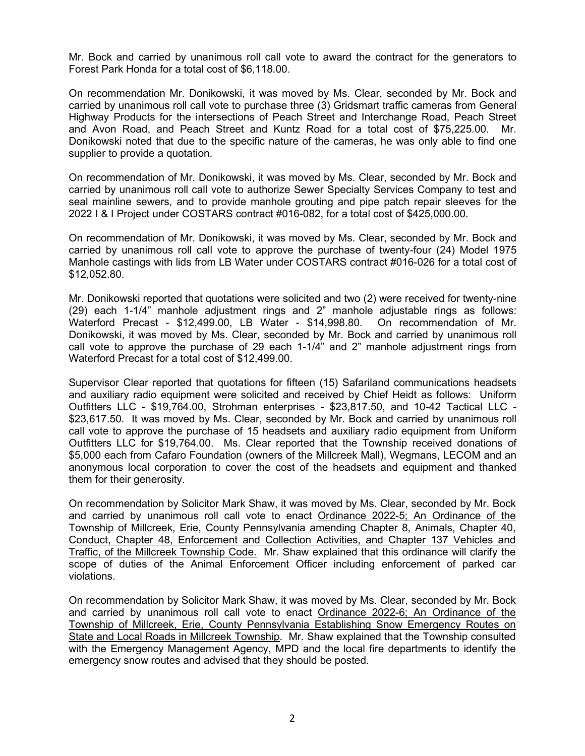Mr. Bock and carried by unanimous roll call vote to award the contract for the generators to Forest Park Honda for a total cost of $6,118.00.

On recommendation Mr. Donikowski, it was moved by Ms. Clear, seconded by Mr. Bock and carried by unanimous roll call vote to purchase three (3) Gridsmart traffic cameras from General Highway Products for the intersections of Peach Street and Interchange Road, Peach Street and Avon Road, and Peach Street and Kuntz Road for a total cost of $75,225.00. Mr. Donikowski noted that due to the specific nature of the cameras, he was only able to find one supplier to provide a quotation.

On recommendation of Mr. Donikowski, it was moved by Ms. Clear, seconded by Mr. Bock and carried by unanimous roll call vote to authorize Sewer Specialty Services Company to test and seal mainline sewers, and to provide manhole grouting and pipe patch repair sleeves for the 2022 I & I Project under COSTARS contract #016-082, for a total cost of $425,000.00.

On recommendation of Mr. Donikowski, it was moved by Ms. Clear, seconded by Mr. Bock and carried by unanimous roll call vote to approve the purchase of twenty-four (24) Model 1975 Manhole castings with lids from LB Water under COSTARS contract #016-026 for a total cost of $12,052.80.

Mr. Donikowski reported that quotations were solicited and two (2) were received for twenty-nine (29) each 1-1/4" manhole adjustment rings and 2" manhole adjustable rings as follows: Waterford Precast - $12,499.00, LB Water - $14,998.80. On recommendation of Mr. Donikowski, it was moved by Ms. Clear, seconded by Mr. Bock and carried by unanimous roll call vote to approve the purchase of 29 each 1-1/4" and 2" manhole adjustment rings from Waterford Precast for a total cost of $12,499.00.

Supervisor Clear reported that quotations for fifteen (15) Safariland communications headsets and auxiliary radio equipment were solicited and received by Chief Heidt as follows: Uniform Outfitters LLC - $19,764.00, Strohman enterprises - $23,817.50, and 10-42 Tactical LLC - $23,617.50. It was moved by Ms. Clear, seconded by Mr. Bock and carried by unanimous roll call vote to approve the purchase of 15 headsets and auxiliary radio equipment from Uniform Outfitters LLC for $19,764.00. Ms. Clear reported that the Township received donations of $5,000 each from Cafaro Foundation (owners of the Millcreek Mall), Wegmans, LECOM and an anonymous local corporation to cover the cost of the headsets and equipment and thanked them for their generosity.

On recommendation by Solicitor Mark Shaw, it was moved by Ms. Clear, seconded by Mr. Bock and carried by unanimous roll call vote to enact Ordinance 2022-5; An Ordinance of the Township of Millcreek, Erie, County Pennsylvania amending Chapter 8, Animals, Chapter 40, Conduct, Chapter 48, Enforcement and Collection Activities, and Chapter 137 Vehicles and Traffic, of the Millcreek Township Code. Mr. Shaw explained that this ordinance will clarify the scope of duties of the Animal Enforcement Officer including enforcement of parked car violations.

On recommendation by Solicitor Mark Shaw, it was moved by Ms. Clear, seconded by Mr. Bock and carried by unanimous roll call vote to enact Ordinance 2022-6; An Ordinance of the Township of Millcreek, Erie, County Pennsylvania Establishing Snow Emergency Routes on State and Local Roads in Millcreek Township. Mr. Shaw explained that the Township consulted with the Emergency Management Agency, MPD and the local fire departments to identify the emergency snow routes and advised that they should be posted.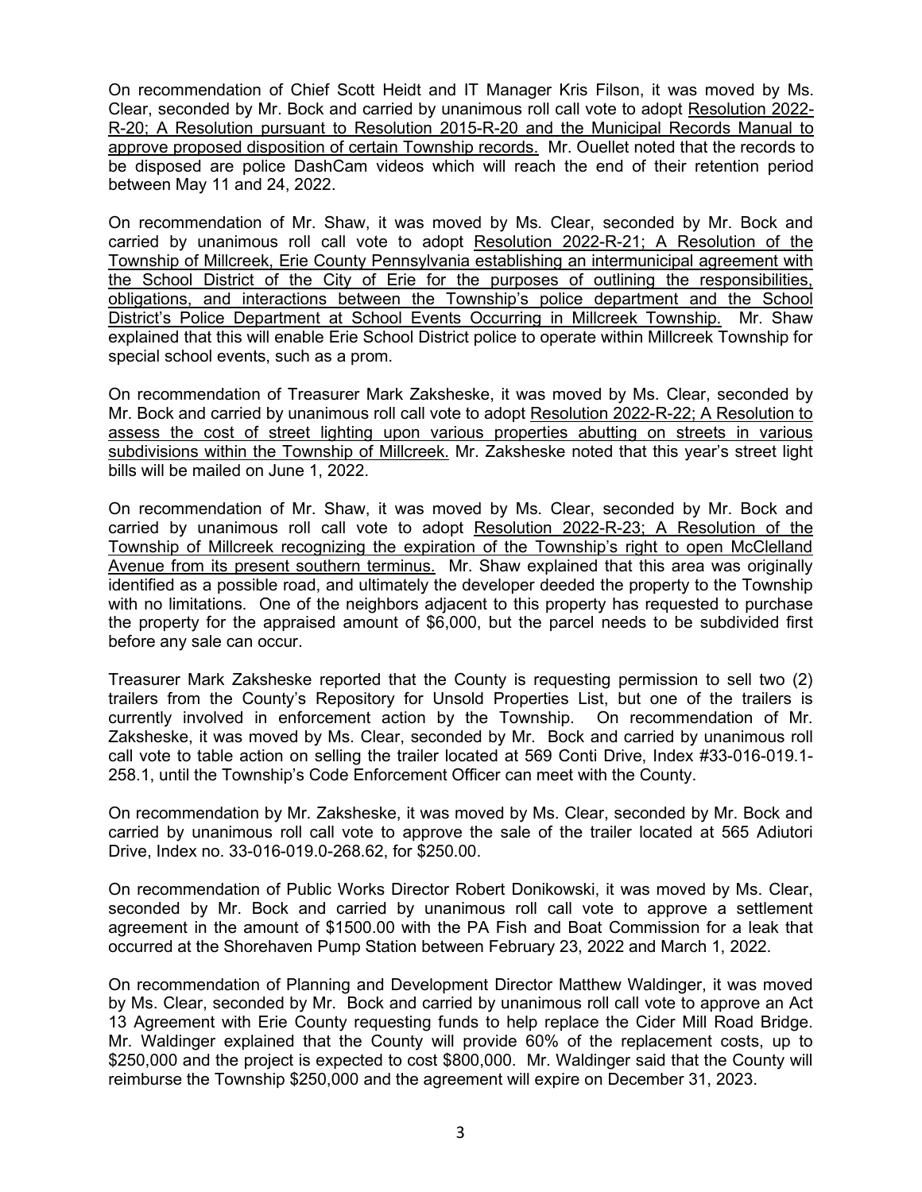On recommendation of Chief Scott Heidt and IT Manager Kris Filson, it was moved by Ms. Clear, seconded by Mr. Bock and carried by unanimous roll call vote to adopt Resolution 2022-R-20; A Resolution pursuant to Resolution 2015-R-20 and the Municipal Records Manual to approve proposed disposition of certain Township records. Mr. Ouellet noted that the records to be disposed are police DashCam videos which will reach the end of their retention period between May 11 and 24, 2022.

On recommendation of Mr. Shaw, it was moved by Ms. Clear, seconded by Mr. Bock and carried by unanimous roll call vote to adopt Resolution 2022-R-21; A Resolution of the Township of Millcreek, Erie County Pennsylvania establishing an intermunicipal agreement with the School District of the City of Erie for the purposes of outlining the responsibilities, obligations, and interactions between the Township's police department and the School District's Police Department at School Events Occurring in Millcreek Township. Mr. Shaw explained that this will enable Erie School District police to operate within Millcreek Township for special school events, such as a prom.

On recommendation of Treasurer Mark Zaksheske, it was moved by Ms. Clear, seconded by Mr. Bock and carried by unanimous roll call vote to adopt Resolution 2022-R-22; A Resolution to assess the cost of street lighting upon various properties abutting on streets in various subdivisions within the Township of Millcreek. Mr. Zaksheske noted that this year's street light bills will be mailed on June 1, 2022.

On recommendation of Mr. Shaw, it was moved by Ms. Clear, seconded by Mr. Bock and carried by unanimous roll call vote to adopt Resolution 2022-R-23; A Resolution of the Township of Millcreek recognizing the expiration of the Township's right to open McClelland Avenue from its present southern terminus. Mr. Shaw explained that this area was originally identified as a possible road, and ultimately the developer deeded the property to the Township with no limitations. One of the neighbors adjacent to this property has requested to purchase the property for the appraised amount of $6,000, but the parcel needs to be subdivided first before any sale can occur.

Treasurer Mark Zaksheske reported that the County is requesting permission to sell two (2) trailers from the County's Repository for Unsold Properties List, but one of the trailers is currently involved in enforcement action by the Township. On recommendation of Mr. Zaksheske, it was moved by Ms. Clear, seconded by Mr. Bock and carried by unanimous roll call vote to table action on selling the trailer located at 569 Conti Drive, Index #33-016-019.1-258.1, until the Township's Code Enforcement Officer can meet with the County.

On recommendation by Mr. Zaksheske, it was moved by Ms. Clear, seconded by Mr. Bock and carried by unanimous roll call vote to approve the sale of the trailer located at 565 Adiutori Drive, Index no. 33-016-019.0-268.62, for $250.00.

On recommendation of Public Works Director Robert Donikowski, it was moved by Ms. Clear, seconded by Mr. Bock and carried by unanimous roll call vote to approve a settlement agreement in the amount of $1500.00 with the PA Fish and Boat Commission for a leak that occurred at the Shorehaven Pump Station between February 23, 2022 and March 1, 2022.

On recommendation of Planning and Development Director Matthew Waldinger, it was moved by Ms. Clear, seconded by Mr. Bock and carried by unanimous roll call vote to approve an Act 13 Agreement with Erie County requesting funds to help replace the Cider Mill Road Bridge. Mr. Waldinger explained that the County will provide 60% of the replacement costs, up to $250,000 and the project is expected to cost $800,000. Mr. Waldinger said that the County will reimburse the Township $250,000 and the agreement will expire on December 31, 2023.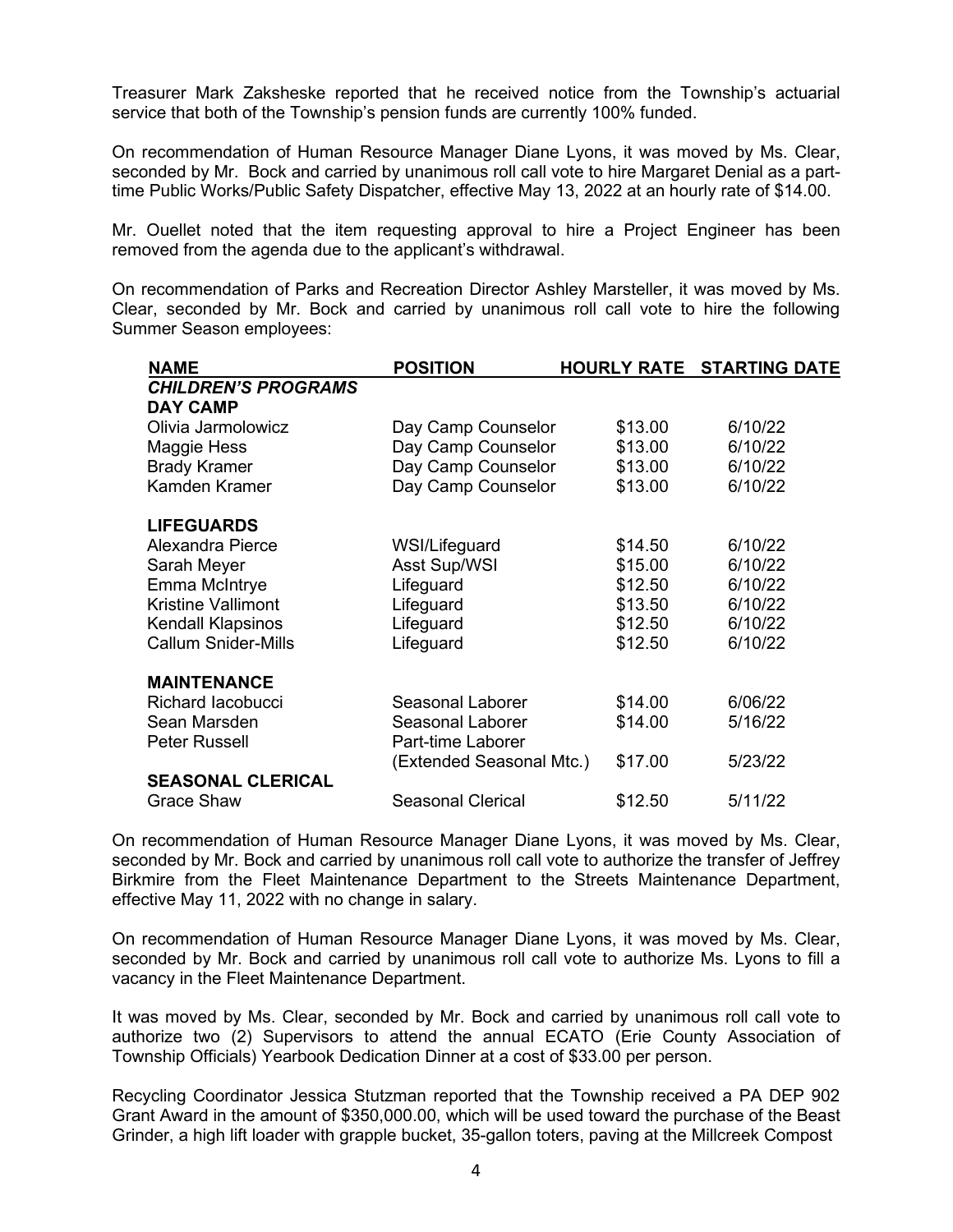Treasurer Mark Zaksheske reported that he received notice from the Township's actuarial service that both of the Township's pension funds are currently 100% funded.

On recommendation of Human Resource Manager Diane Lyons, it was moved by Ms. Clear, seconded by Mr. Bock and carried by unanimous roll call vote to hire Margaret Denial as a part-time Public Works/Public Safety Dispatcher, effective May 13, 2022 at an hourly rate of $14.00.

Mr. Ouellet noted that the item requesting approval to hire a Project Engineer has been removed from the agenda due to the applicant's withdrawal.

On recommendation of Parks and Recreation Director Ashley Marsteller, it was moved by Ms. Clear, seconded by Mr. Bock and carried by unanimous roll call vote to hire the following Summer Season employees:

| NAME | POSITION | HOURLY RATE | STARTING DATE |
|---|---|---|---|
| ***CHILDREN'S PROGRAMS*** | | | |
| **DAY CAMP** | | | |
| Olivia Jarmolowicz | Day Camp Counselor | $13.00 | 6/10/22 |
| Maggie Hess | Day Camp Counselor | $13.00 | 6/10/22 |
| Brady Kramer | Day Camp Counselor | $13.00 | 6/10/22 |
| Kamden Kramer | Day Camp Counselor | $13.00 | 6/10/22 |
| **LIFEGUARDS** | | | |
| Alexandra Pierce | WSI/Lifeguard | $14.50 | 6/10/22 |
| Sarah Meyer | Asst Sup/WSI | $15.00 | 6/10/22 |
| Emma McIntrye | Lifeguard | $12.50 | 6/10/22 |
| Kristine Vallimont | Lifeguard | $13.50 | 6/10/22 |
| Kendall Klapsinos | Lifeguard | $12.50 | 6/10/22 |
| Callum Snider-Mills | Lifeguard | $12.50 | 6/10/22 |
| **MAINTENANCE** | | | |
| Richard Iacobucci | Seasonal Laborer | $14.00 | 6/06/22 |
| Sean Marsden | Seasonal Laborer | $14.00 | 5/16/22 |
| Peter Russell | Part-time Laborer (Extended Seasonal Mtc.) | $17.00 | 5/23/22 |
| **SEASONAL CLERICAL** | | | |
| Grace Shaw | Seasonal Clerical | $12.50 | 5/11/22 |

On recommendation of Human Resource Manager Diane Lyons, it was moved by Ms. Clear, seconded by Mr. Bock and carried by unanimous roll call vote to authorize the transfer of Jeffrey Birkmire from the Fleet Maintenance Department to the Streets Maintenance Department, effective May 11, 2022 with no change in salary.

On recommendation of Human Resource Manager Diane Lyons, it was moved by Ms. Clear, seconded by Mr. Bock and carried by unanimous roll call vote to authorize Ms. Lyons to fill a vacancy in the Fleet Maintenance Department.

It was moved by Ms. Clear, seconded by Mr. Bock and carried by unanimous roll call vote to authorize two (2) Supervisors to attend the annual ECATO (Erie County Association of Township Officials) Yearbook Dedication Dinner at a cost of $33.00 per person.

Recycling Coordinator Jessica Stutzman reported that the Township received a PA DEP 902 Grant Award in the amount of $350,000.00, which will be used toward the purchase of the Beast Grinder, a high lift loader with grapple bucket, 35-gallon toters, paving at the Millcreek Compost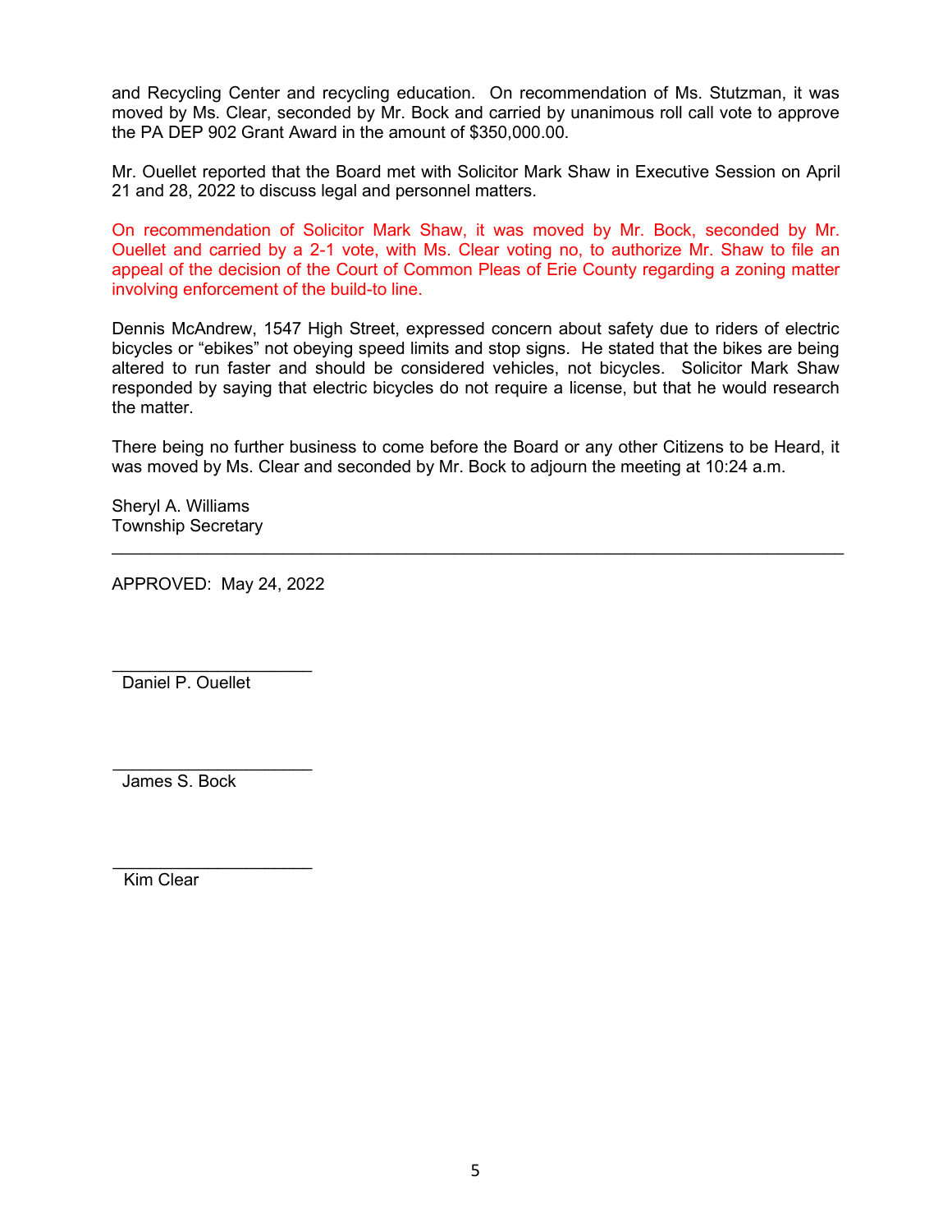and Recycling Center and recycling education. On recommendation of Ms. Stutzman, it was moved by Ms. Clear, seconded by Mr. Bock and carried by unanimous roll call vote to approve the PA DEP 902 Grant Award in the amount of $350,000.00.

Mr. Ouellet reported that the Board met with Solicitor Mark Shaw in Executive Session on April 21 and 28, 2022 to discuss legal and personnel matters.

On recommendation of Solicitor Mark Shaw, it was moved by Mr. Bock, seconded by Mr. Ouellet and carried by a 2-1 vote, with Ms. Clear voting no, to authorize Mr. Shaw to file an appeal of the decision of the Court of Common Pleas of Erie County regarding a zoning matter involving enforcement of the build-to line.

Dennis McAndrew, 1547 High Street, expressed concern about safety due to riders of electric bicycles or "ebikes" not obeying speed limits and stop signs. He stated that the bikes are being altered to run faster and should be considered vehicles, not bicycles. Solicitor Mark Shaw responded by saying that electric bicycles do not require a license, but that he would research the matter.

There being no further business to come before the Board or any other Citizens to be Heard, it was moved by Ms. Clear and seconded by Mr. Bock to adjourn the meeting at 10:24 a.m.

Sheryl A. Williams
Township Secretary

---

APPROVED: May 24, 2022

\_\_\_\_\_\_\_\_\_\_\_\_\_\_\_\_\_\_\_\_\_\_
Daniel P. Ouellet

\_\_\_\_\_\_\_\_\_\_\_\_\_\_\_\_\_\_\_\_\_\_
James S. Bock

\_\_\_\_\_\_\_\_\_\_\_\_\_\_\_\_\_\_\_\_\_\_
Kim Clear